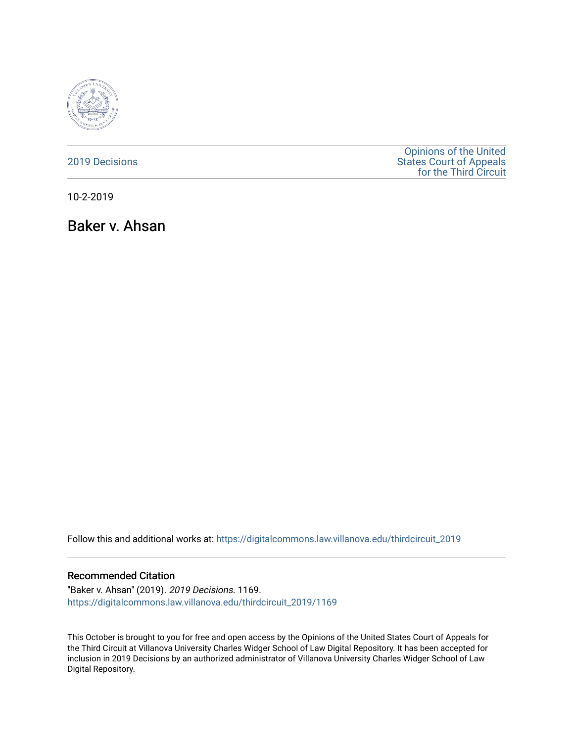2019 Decisions

Opinions of the United States Court of Appeals for the Third Circuit

10-2-2019

# Baker v. Ahsan

Follow this and additional works at: https://digitalcommons.law.villanova.edu/thirdcircuit_2019

## Recommended Citation

"Baker v. Ahsan" (2019). *2019 Decisions*. 1169.
https://digitalcommons.law.villanova.edu/thirdcircuit_2019/1169

This October is brought to you for free and open access by the Opinions of the United States Court of Appeals for the Third Circuit at Villanova University Charles Widger School of Law Digital Repository. It has been accepted for inclusion in 2019 Decisions by an authorized administrator of Villanova University Charles Widger School of Law Digital Repository.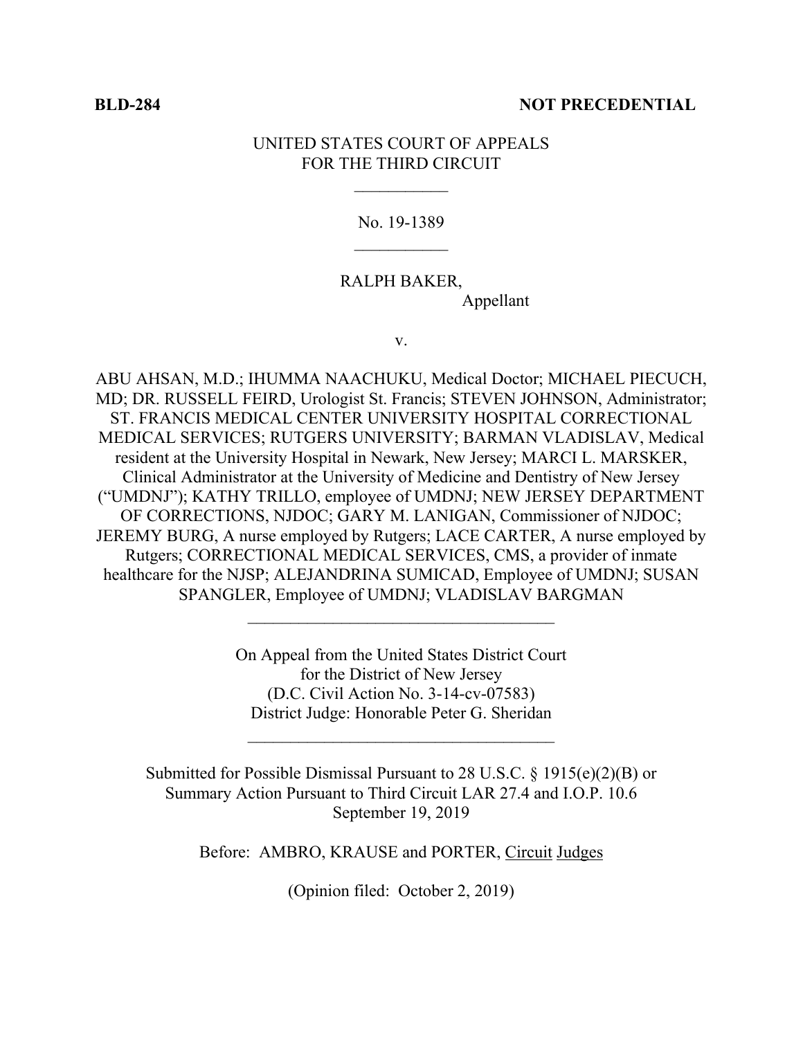**BLD-284** **NOT PRECEDENTIAL**

UNITED STATES COURT OF APPEALS
FOR THE THIRD CIRCUIT

___________

No. 19-1389

___________

RALPH BAKER,
Appellant

v.

ABU AHSAN, M.D.; IHUMMA NAACHUKU, Medical Doctor; MICHAEL PIECUCH, MD; DR. RUSSELL FEIRD, Urologist St. Francis; STEVEN JOHNSON, Administrator; ST. FRANCIS MEDICAL CENTER UNIVERSITY HOSPITAL CORRECTIONAL MEDICAL SERVICES; RUTGERS UNIVERSITY; BARMAN VLADISLAV, Medical resident at the University Hospital in Newark, New Jersey; MARCI L. MARSKER, Clinical Administrator at the University of Medicine and Dentistry of New Jersey ("UMDNJ"); KATHY TRILLO, employee of UMDNJ; NEW JERSEY DEPARTMENT OF CORRECTIONS, NJDOC; GARY M. LANIGAN, Commissioner of NJDOC; JEREMY BURG, A nurse employed by Rutgers; LACE CARTER, A nurse employed by Rutgers; CORRECTIONAL MEDICAL SERVICES, CMS, a provider of inmate healthcare for the NJSP; ALEJANDRINA SUMICAD, Employee of UMDNJ; SUSAN SPANGLER, Employee of UMDNJ; VLADISLAV BARGMAN

____________________________________

On Appeal from the United States District Court
for the District of New Jersey
(D.C. Civil Action No. 3-14-cv-07583)
District Judge: Honorable Peter G. Sheridan

____________________________________

Submitted for Possible Dismissal Pursuant to 28 U.S.C. § 1915(e)(2)(B) or
Summary Action Pursuant to Third Circuit LAR 27.4 and I.O.P. 10.6
September 19, 2019

Before: AMBRO, KRAUSE and PORTER, Circuit Judges

(Opinion filed: October 2, 2019)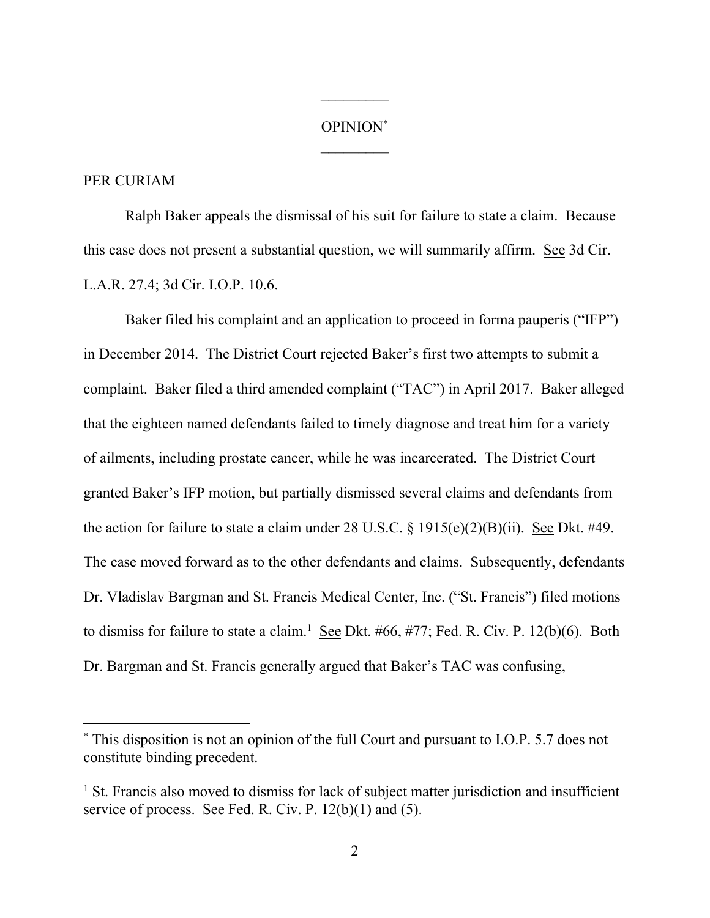OPINION[*]

PER CURIAM

Ralph Baker appeals the dismissal of his suit for failure to state a claim. Because this case does not present a substantial question, we will summarily affirm. See 3d Cir. L.A.R. 27.4; 3d Cir. I.O.P. 10.6.

Baker filed his complaint and an application to proceed in forma pauperis ("IFP") in December 2014. The District Court rejected Baker's first two attempts to submit a complaint. Baker filed a third amended complaint ("TAC") in April 2017. Baker alleged that the eighteen named defendants failed to timely diagnose and treat him for a variety of ailments, including prostate cancer, while he was incarcerated. The District Court granted Baker's IFP motion, but partially dismissed several claims and defendants from the action for failure to state a claim under 28 U.S.C. § 1915(e)(2)(B)(ii). See Dkt. #49. The case moved forward as to the other defendants and claims. Subsequently, defendants Dr. Vladislav Bargman and St. Francis Medical Center, Inc. ("St. Francis") filed motions to dismiss for failure to state a claim.[1] See Dkt. #66, #77; Fed. R. Civ. P. 12(b)(6). Both Dr. Bargman and St. Francis generally argued that Baker's TAC was confusing,

---

[*] This disposition is not an opinion of the full Court and pursuant to I.O.P. 5.7 does not constitute binding precedent.

[1] St. Francis also moved to dismiss for lack of subject matter jurisdiction and insufficient service of process. See Fed. R. Civ. P. 12(b)(1) and (5).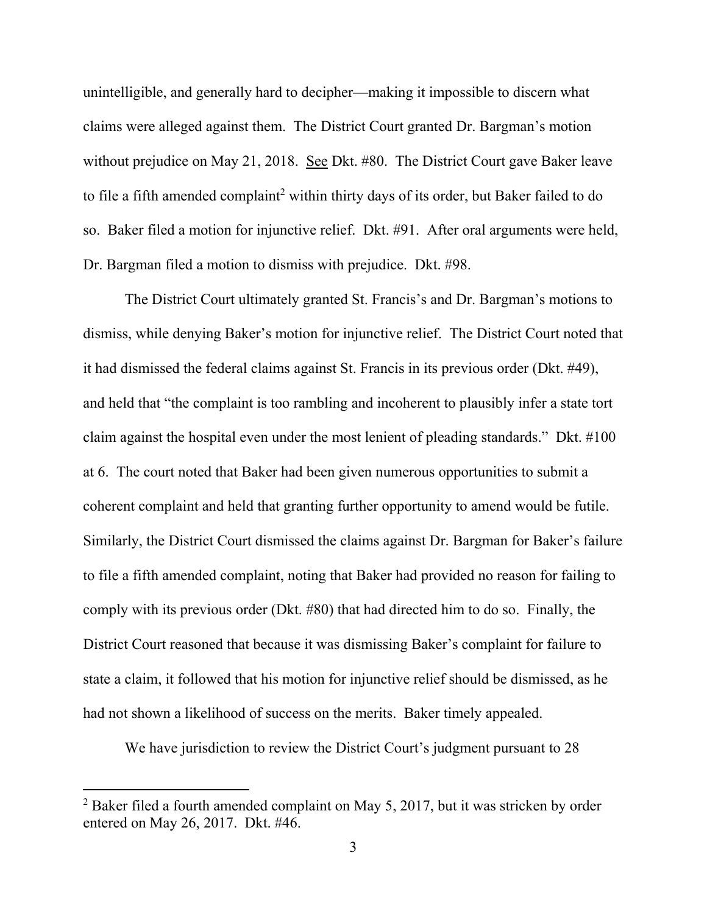unintelligible, and generally hard to decipher—making it impossible to discern what claims were alleged against them. The District Court granted Dr. Bargman's motion without prejudice on May 21, 2018. See Dkt. #80. The District Court gave Baker leave to file a fifth amended complaint[2] within thirty days of its order, but Baker failed to do so. Baker filed a motion for injunctive relief. Dkt. #91. After oral arguments were held, Dr. Bargman filed a motion to dismiss with prejudice. Dkt. #98.

The District Court ultimately granted St. Francis's and Dr. Bargman's motions to dismiss, while denying Baker's motion for injunctive relief. The District Court noted that it had dismissed the federal claims against St. Francis in its previous order (Dkt. #49), and held that "the complaint is too rambling and incoherent to plausibly infer a state tort claim against the hospital even under the most lenient of pleading standards." Dkt. #100 at 6. The court noted that Baker had been given numerous opportunities to submit a coherent complaint and held that granting further opportunity to amend would be futile. Similarly, the District Court dismissed the claims against Dr. Bargman for Baker's failure to file a fifth amended complaint, noting that Baker had provided no reason for failing to comply with its previous order (Dkt. #80) that had directed him to do so. Finally, the District Court reasoned that because it was dismissing Baker's complaint for failure to state a claim, it followed that his motion for injunctive relief should be dismissed, as he had not shown a likelihood of success on the merits. Baker timely appealed.

We have jurisdiction to review the District Court's judgment pursuant to 28

[2] Baker filed a fourth amended complaint on May 5, 2017, but it was stricken by order entered on May 26, 2017. Dkt. #46.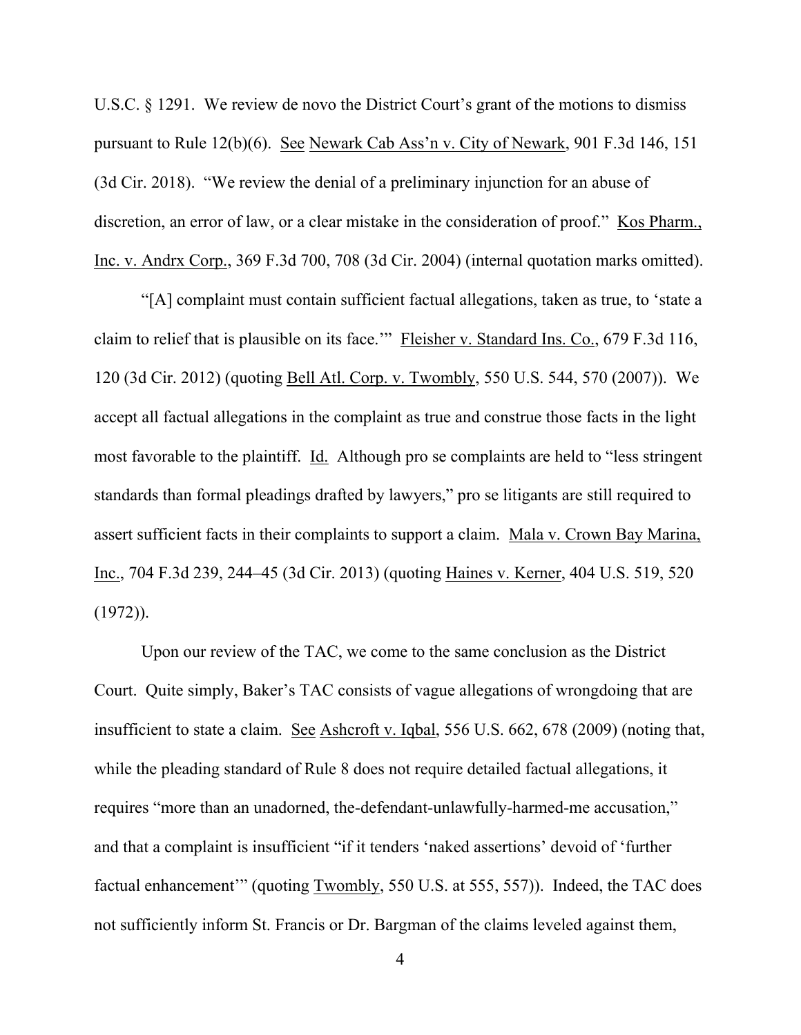U.S.C. § 1291. We review de novo the District Court's grant of the motions to dismiss pursuant to Rule 12(b)(6). See Newark Cab Ass'n v. City of Newark, 901 F.3d 146, 151 (3d Cir. 2018). "We review the denial of a preliminary injunction for an abuse of discretion, an error of law, or a clear mistake in the consideration of proof." Kos Pharm., Inc. v. Andrx Corp., 369 F.3d 700, 708 (3d Cir. 2004) (internal quotation marks omitted).

"[A] complaint must contain sufficient factual allegations, taken as true, to 'state a claim to relief that is plausible on its face.'" Fleisher v. Standard Ins. Co., 679 F.3d 116, 120 (3d Cir. 2012) (quoting Bell Atl. Corp. v. Twombly, 550 U.S. 544, 570 (2007)). We accept all factual allegations in the complaint as true and construe those facts in the light most favorable to the plaintiff. Id. Although pro se complaints are held to "less stringent standards than formal pleadings drafted by lawyers," pro se litigants are still required to assert sufficient facts in their complaints to support a claim. Mala v. Crown Bay Marina, Inc., 704 F.3d 239, 244–45 (3d Cir. 2013) (quoting Haines v. Kerner, 404 U.S. 519, 520 (1972)).

Upon our review of the TAC, we come to the same conclusion as the District Court. Quite simply, Baker's TAC consists of vague allegations of wrongdoing that are insufficient to state a claim. See Ashcroft v. Iqbal, 556 U.S. 662, 678 (2009) (noting that, while the pleading standard of Rule 8 does not require detailed factual allegations, it requires "more than an unadorned, the-defendant-unlawfully-harmed-me accusation," and that a complaint is insufficient "if it tenders 'naked assertions' devoid of 'further factual enhancement'" (quoting Twombly, 550 U.S. at 555, 557)). Indeed, the TAC does not sufficiently inform St. Francis or Dr. Bargman of the claims leveled against them,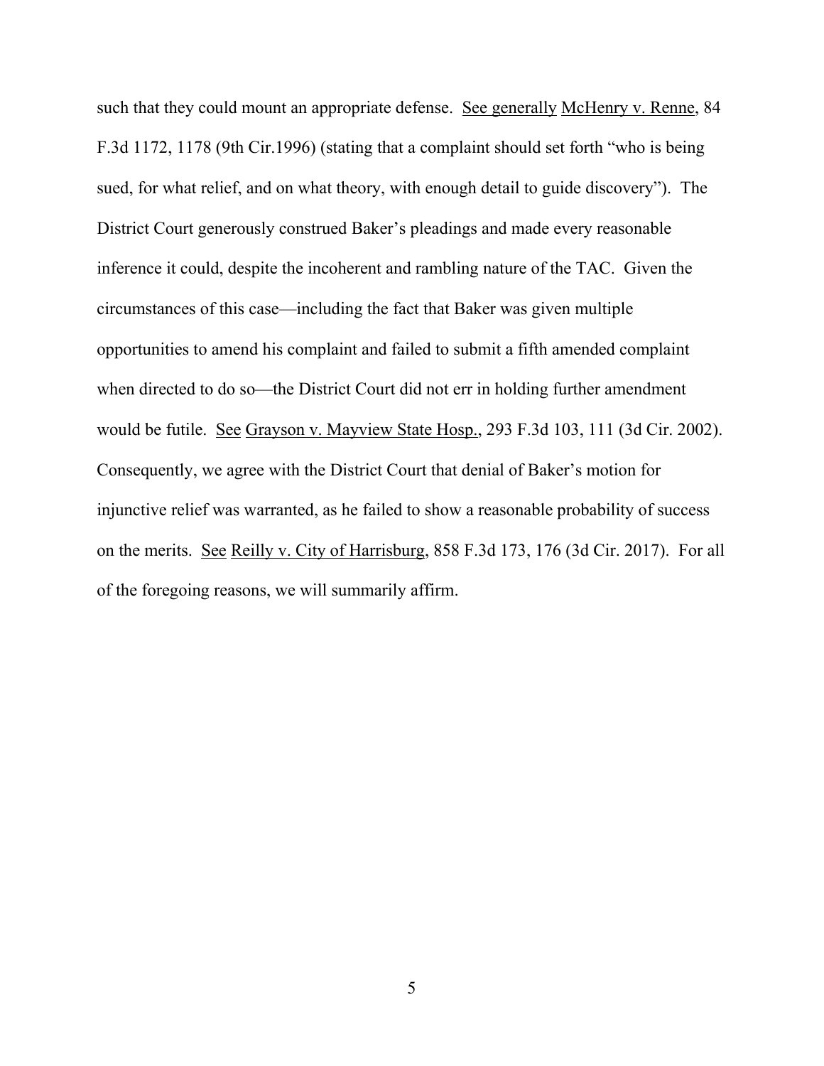such that they could mount an appropriate defense. See generally McHenry v. Renne, 84 F.3d 1172, 1178 (9th Cir.1996) (stating that a complaint should set forth "who is being sued, for what relief, and on what theory, with enough detail to guide discovery"). The District Court generously construed Baker's pleadings and made every reasonable inference it could, despite the incoherent and rambling nature of the TAC. Given the circumstances of this case—including the fact that Baker was given multiple opportunities to amend his complaint and failed to submit a fifth amended complaint when directed to do so—the District Court did not err in holding further amendment would be futile. See Grayson v. Mayview State Hosp., 293 F.3d 103, 111 (3d Cir. 2002). Consequently, we agree with the District Court that denial of Baker's motion for injunctive relief was warranted, as he failed to show a reasonable probability of success on the merits. See Reilly v. City of Harrisburg, 858 F.3d 173, 176 (3d Cir. 2017). For all of the foregoing reasons, we will summarily affirm.